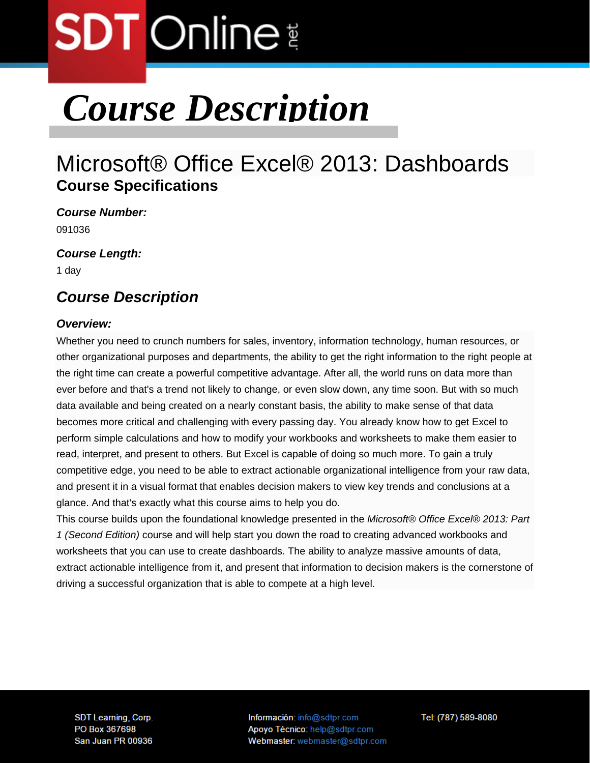# *Course Description*

## Microsoft® Office Excel® 2013: Dashboards

### Course Specifications

***Course Number:***

091036

***Course Length:***

1 day

## *Course Description*

***Overview:***

Whether you need to crunch numbers for sales, inventory, information technology, human resources, or other organizational purposes and departments, the ability to get the right information to the right people at the right time can create a powerful competitive advantage. After all, the world runs on data more than ever before and that's a trend not likely to change, or even slow down, any time soon. But with so much data available and being created on a nearly constant basis, the ability to make sense of that data becomes more critical and challenging with every passing day. You already know how to get Excel to perform simple calculations and how to modify your workbooks and worksheets to make them easier to read, interpret, and present to others. But Excel is capable of doing so much more. To gain a truly competitive edge, you need to be able to extract actionable organizational intelligence from your raw data, and present it in a visual format that enables decision makers to view key trends and conclusions at a glance. And that's exactly what this course aims to help you do.

This course builds upon the foundational knowledge presented in the *Microsoft® Office Excel® 2013: Part 1 (Second Edition)* course and will help start you down the road to creating advanced workbooks and worksheets that you can use to create dashboards. The ability to analyze massive amounts of data, extract actionable intelligence from it, and present that information to decision makers is the cornerstone of driving a successful organization that is able to compete at a high level.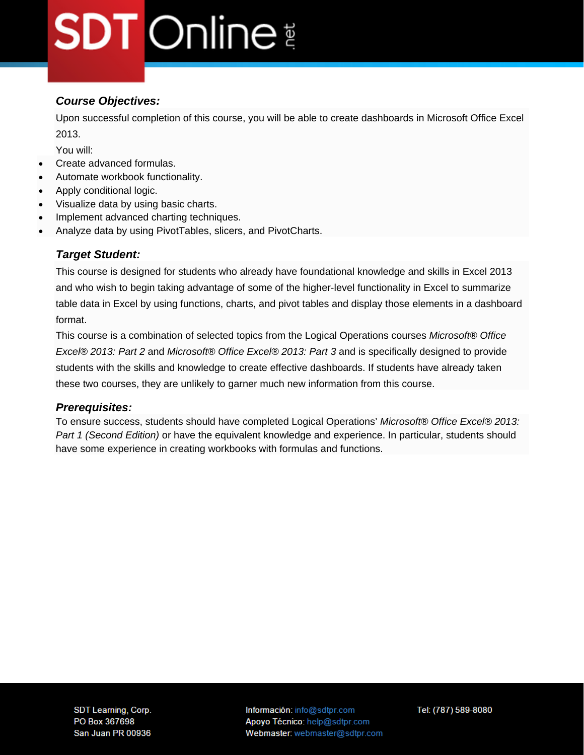### *Course Objectives:*

Upon successful completion of this course, you will be able to create dashboards in Microsoft Office Excel 2013.

You will:

- Create advanced formulas.
- Automate workbook functionality.
- Apply conditional logic.
- Visualize data by using basic charts.
- Implement advanced charting techniques.
- Analyze data by using PivotTables, slicers, and PivotCharts.

### *Target Student:*

This course is designed for students who already have foundational knowledge and skills in Excel 2013 and who wish to begin taking advantage of some of the higher-level functionality in Excel to summarize table data in Excel by using functions, charts, and pivot tables and display those elements in a dashboard format.

This course is a combination of selected topics from the Logical Operations courses *Microsoft® Office Excel® 2013: Part 2* and *Microsoft® Office Excel® 2013: Part 3* and is specifically designed to provide students with the skills and knowledge to create effective dashboards. If students have already taken these two courses, they are unlikely to garner much new information from this course.

### *Prerequisites:*

To ensure success, students should have completed Logical Operations' *Microsoft® Office Excel® 2013: Part 1 (Second Edition)* or have the equivalent knowledge and experience. In particular, students should have some experience in creating workbooks with formulas and functions.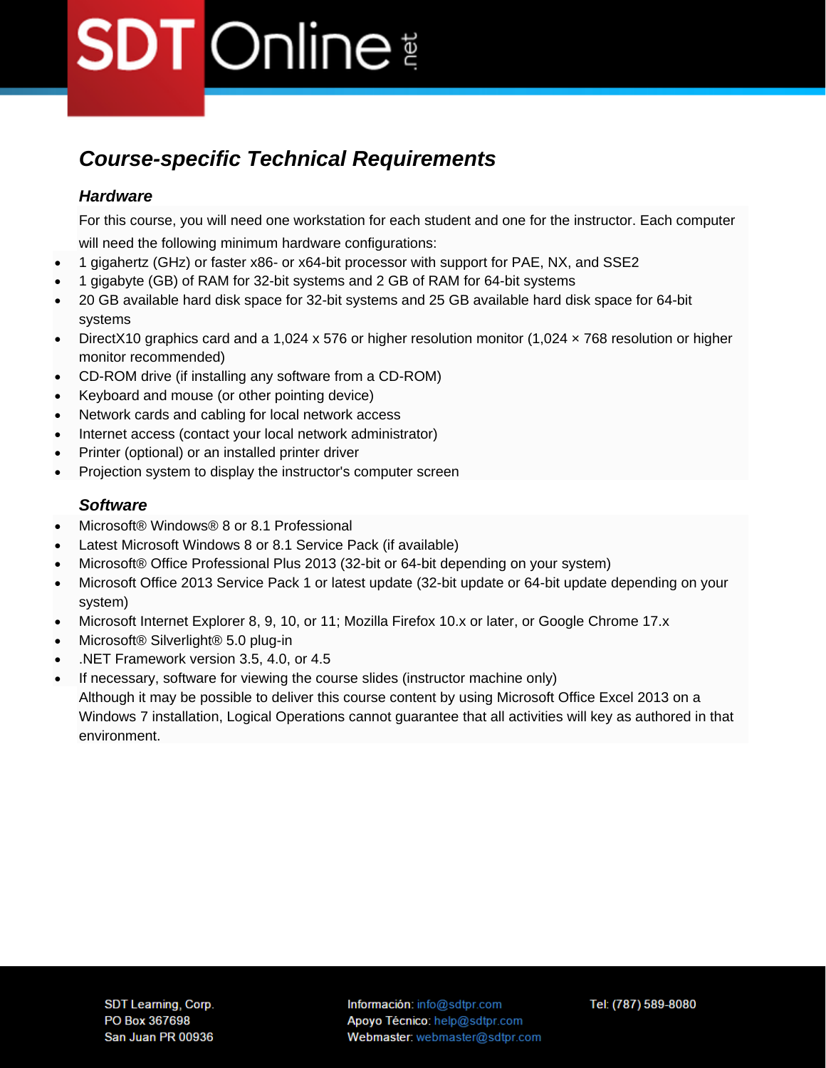## *Course-specific Technical Requirements*

### *Hardware*

For this course, you will need one workstation for each student and one for the instructor. Each computer will need the following minimum hardware configurations:

- 1 gigahertz (GHz) or faster x86- or x64-bit processor with support for PAE, NX, and SSE2
- 1 gigabyte (GB) of RAM for 32-bit systems and 2 GB of RAM for 64-bit systems
- 20 GB available hard disk space for 32-bit systems and 25 GB available hard disk space for 64-bit systems
- DirectX10 graphics card and a 1,024 x 576 or higher resolution monitor (1,024 × 768 resolution or higher monitor recommended)
- CD-ROM drive (if installing any software from a CD-ROM)
- Keyboard and mouse (or other pointing device)
- Network cards and cabling for local network access
- Internet access (contact your local network administrator)
- Printer (optional) or an installed printer driver
- Projection system to display the instructor's computer screen

### *Software*

- Microsoft® Windows® 8 or 8.1 Professional
- Latest Microsoft Windows 8 or 8.1 Service Pack (if available)
- Microsoft® Office Professional Plus 2013 (32-bit or 64-bit depending on your system)
- Microsoft Office 2013 Service Pack 1 or latest update (32-bit update or 64-bit update depending on your system)
- Microsoft Internet Explorer 8, 9, 10, or 11; Mozilla Firefox 10.x or later, or Google Chrome 17.x
- Microsoft® Silverlight® 5.0 plug-in
- .NET Framework version 3.5, 4.0, or 4.5
- If necessary, software for viewing the course slides (instructor machine only)
  Although it may be possible to deliver this course content by using Microsoft Office Excel 2013 on a Windows 7 installation, Logical Operations cannot guarantee that all activities will key as authored in that environment.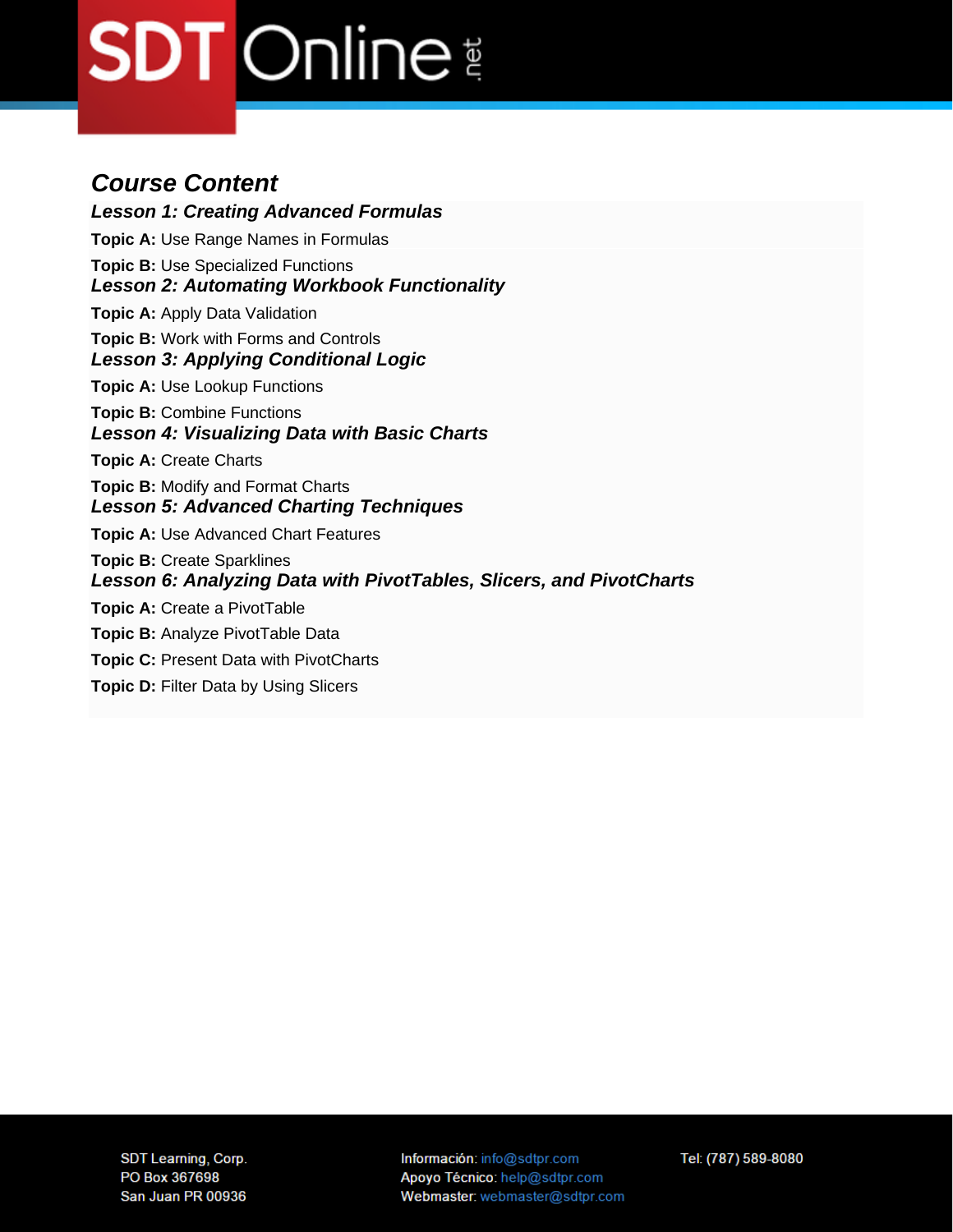## Course Content

### *Lesson 1: Creating Advanced Formulas*

**Topic A:** Use Range Names in Formulas

**Topic B:** Use Specialized Functions

### *Lesson 2: Automating Workbook Functionality*

**Topic A:** Apply Data Validation

**Topic B:** Work with Forms and Controls

### *Lesson 3: Applying Conditional Logic*

**Topic A:** Use Lookup Functions

**Topic B:** Combine Functions

### *Lesson 4: Visualizing Data with Basic Charts*

**Topic A:** Create Charts

**Topic B:** Modify and Format Charts

### *Lesson 5: Advanced Charting Techniques*

**Topic A:** Use Advanced Chart Features

**Topic B:** Create Sparklines

### *Lesson 6: Analyzing Data with PivotTables, Slicers, and PivotCharts*

**Topic A:** Create a PivotTable

**Topic B:** Analyze PivotTable Data

**Topic C:** Present Data with PivotCharts

**Topic D:** Filter Data by Using Slicers